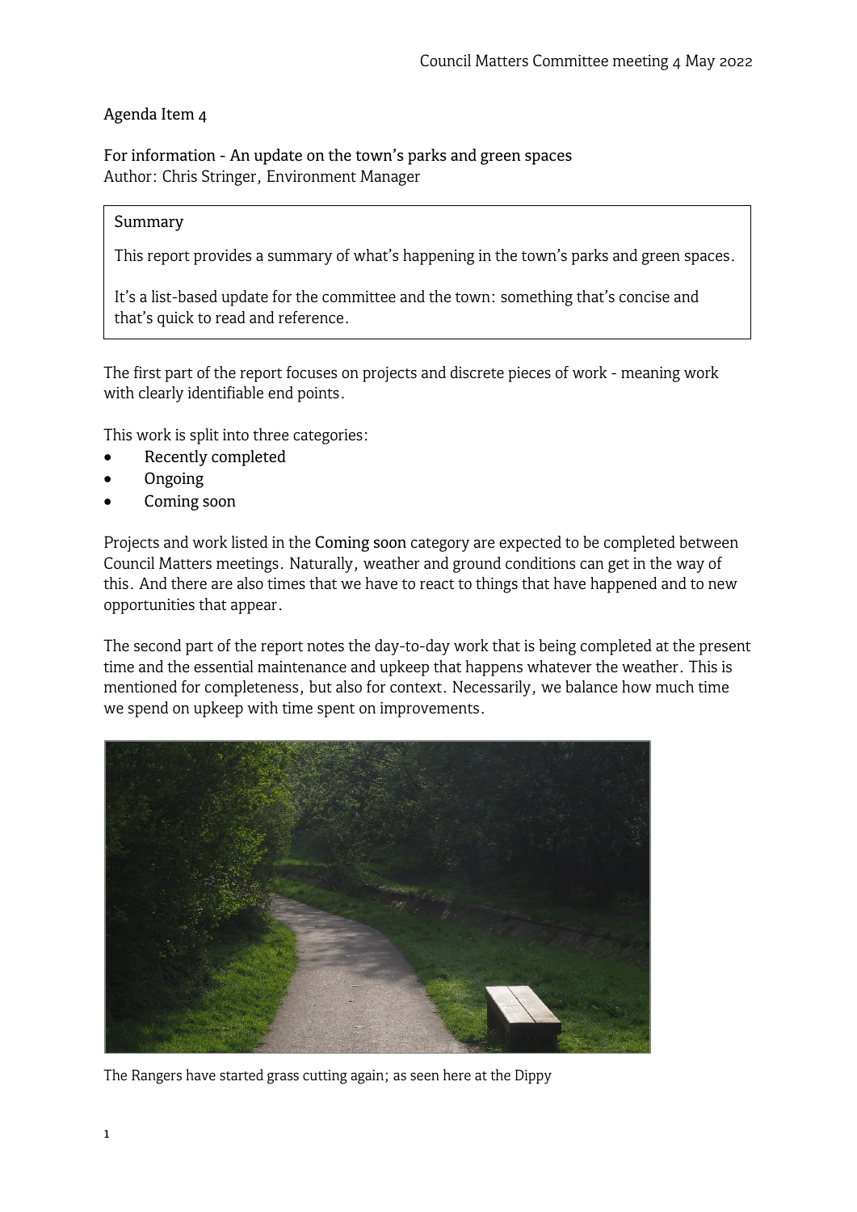Agenda Item 4

For information - An update on the town's parks and green spaces
Author: Chris Stringer, Environment Manager

> Summary
>
> This report provides a summary of what's happening in the town's parks and green spaces.
>
> It's a list-based update for the committee and the town: something that's concise and that's quick to read and reference.

The first part of the report focuses on projects and discrete pieces of work - meaning work with clearly identifiable end points.

This work is split into three categories:

- Recently completed
- Ongoing
- Coming soon

Projects and work listed in the Coming soon category are expected to be completed between Council Matters meetings. Naturally, weather and ground conditions can get in the way of this. And there are also times that we have to react to things that have happened and to new opportunities that appear.

The second part of the report notes the day-to-day work that is being completed at the present time and the essential maintenance and upkeep that happens whatever the weather. This is mentioned for completeness, but also for context. Necessarily, we balance how much time we spend on upkeep with time spent on improvements.

The Rangers have started grass cutting again; as seen here at the Dippy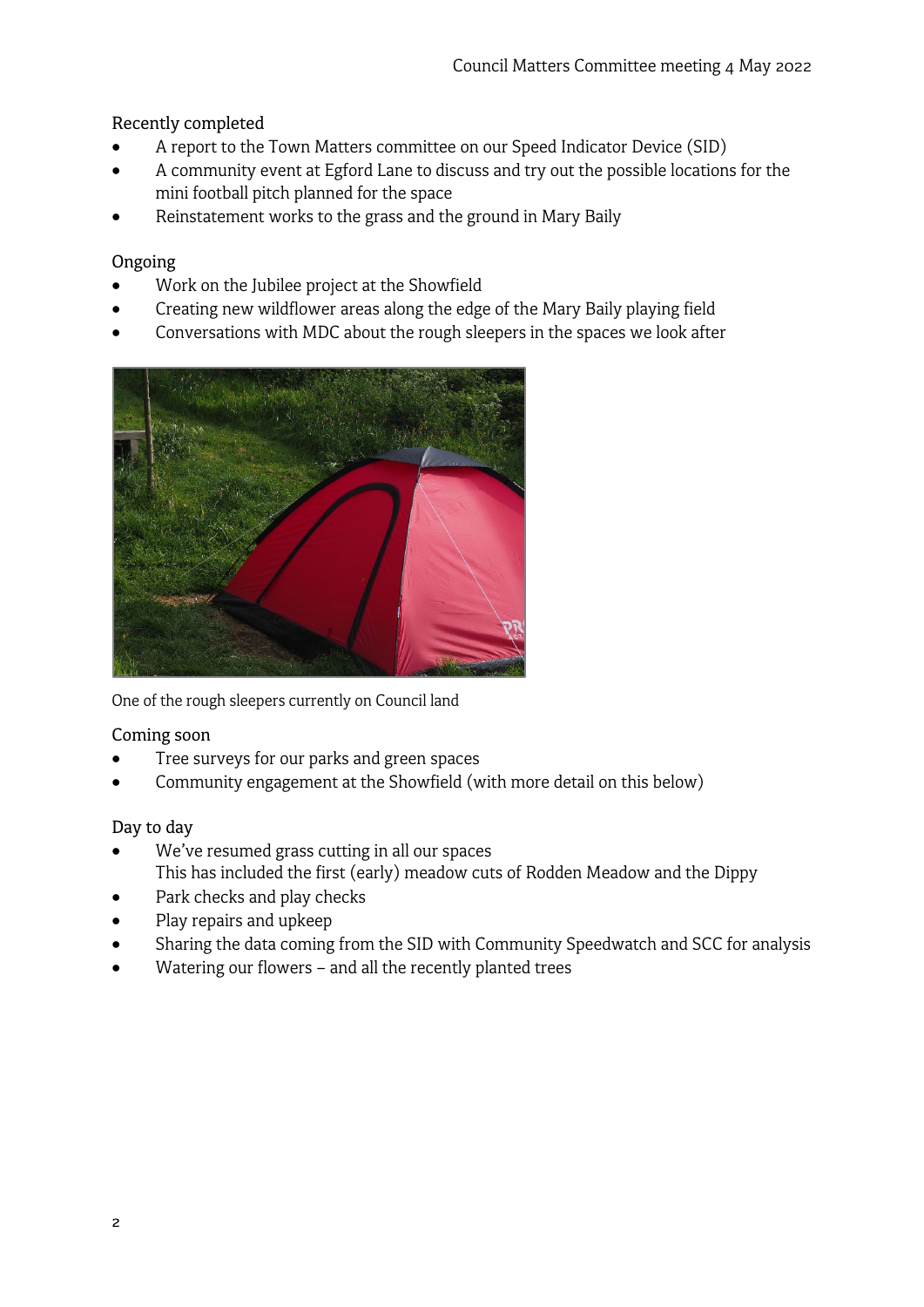Recently completed

- A report to the Town Matters committee on our Speed Indicator Device (SID)
- A community event at Egford Lane to discuss and try out the possible locations for the mini football pitch planned for the space
- Reinstatement works to the grass and the ground in Mary Baily

Ongoing

- Work on the Jubilee project at the Showfield
- Creating new wildflower areas along the edge of the Mary Baily playing field
- Conversations with MDC about the rough sleepers in the spaces we look after

One of the rough sleepers currently on Council land

Coming soon

- Tree surveys for our parks and green spaces
- Community engagement at the Showfield (with more detail on this below)

Day to day

- We've resumed grass cutting in all our spaces
  This has included the first (early) meadow cuts of Rodden Meadow and the Dippy
- Park checks and play checks
- Play repairs and upkeep
- Sharing the data coming from the SID with Community Speedwatch and SCC for analysis
- Watering our flowers – and all the recently planted trees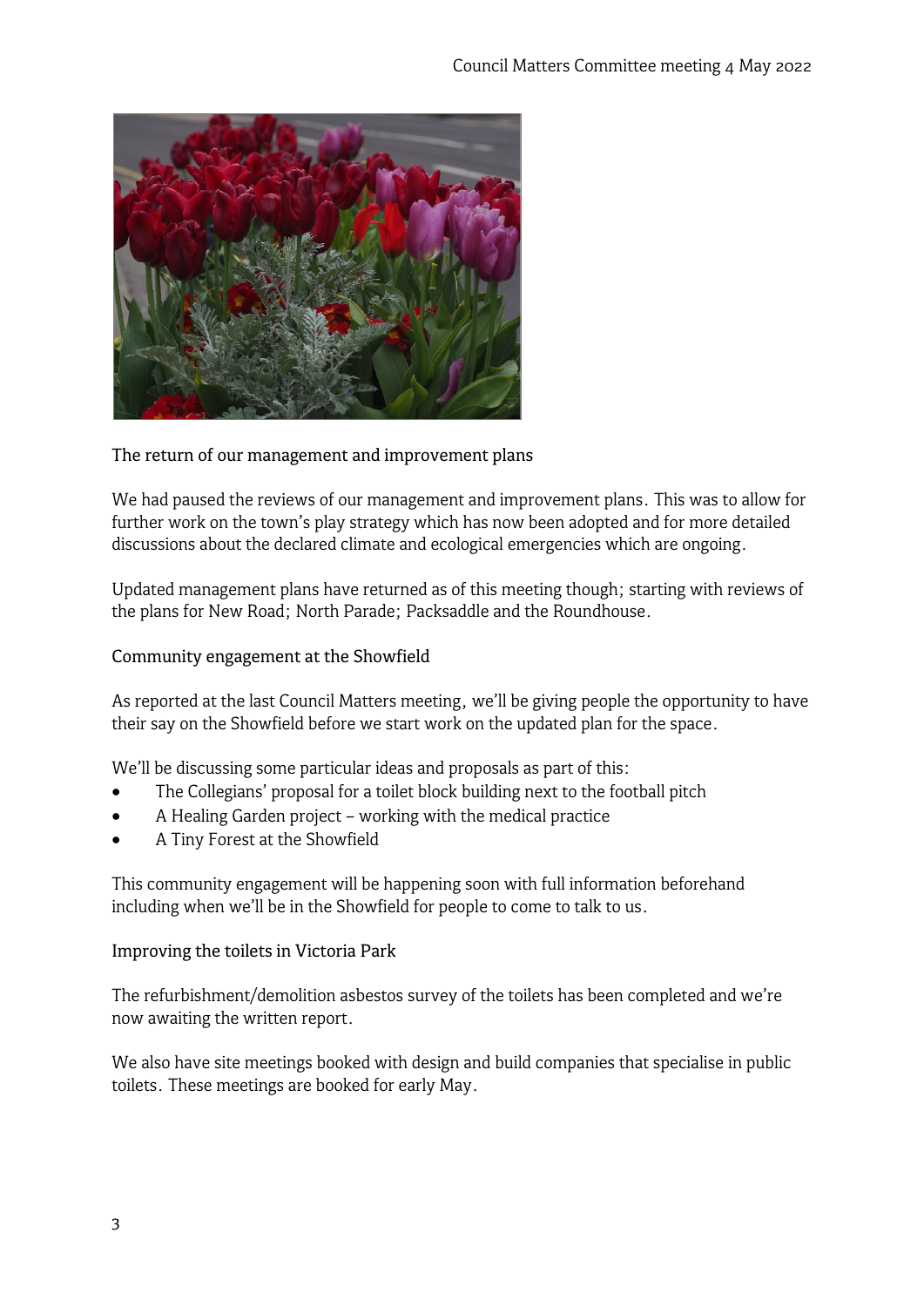## The return of our management and improvement plans

We had paused the reviews of our management and improvement plans. This was to allow for further work on the town's play strategy which has now been adopted and for more detailed discussions about the declared climate and ecological emergencies which are ongoing.

Updated management plans have returned as of this meeting though; starting with reviews of the plans for New Road; North Parade; Packsaddle and the Roundhouse.

## Community engagement at the Showfield

As reported at the last Council Matters meeting, we'll be giving people the opportunity to have their say on the Showfield before we start work on the updated plan for the space.

We'll be discussing some particular ideas and proposals as part of this:

- The Collegians' proposal for a toilet block building next to the football pitch
- A Healing Garden project – working with the medical practice
- A Tiny Forest at the Showfield

This community engagement will be happening soon with full information beforehand including when we'll be in the Showfield for people to come to talk to us.

## Improving the toilets in Victoria Park

The refurbishment/demolition asbestos survey of the toilets has been completed and we're now awaiting the written report.

We also have site meetings booked with design and build companies that specialise in public toilets. These meetings are booked for early May.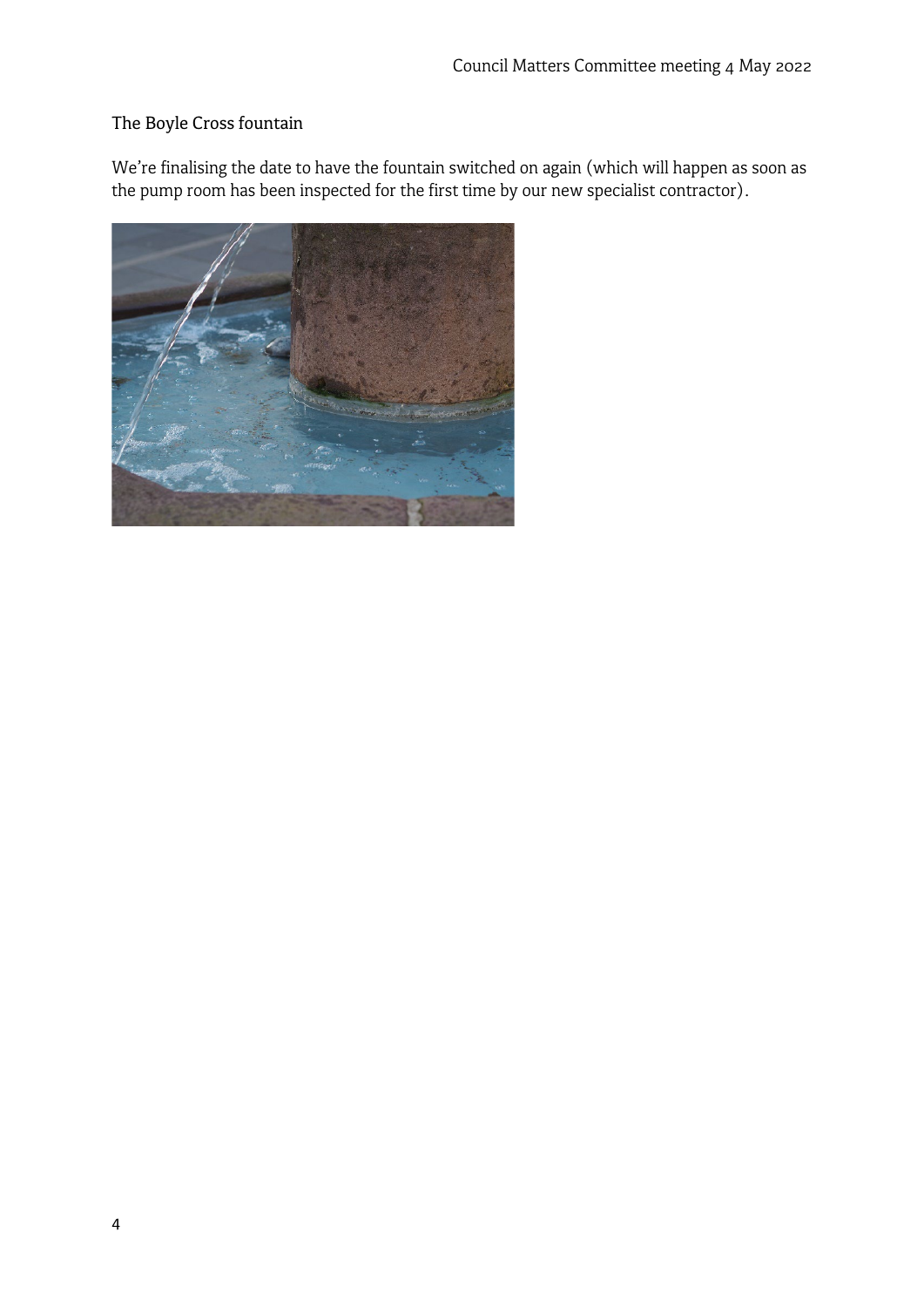## The Boyle Cross fountain

We're finalising the date to have the fountain switched on again (which will happen as soon as the pump room has been inspected for the first time by our new specialist contractor).